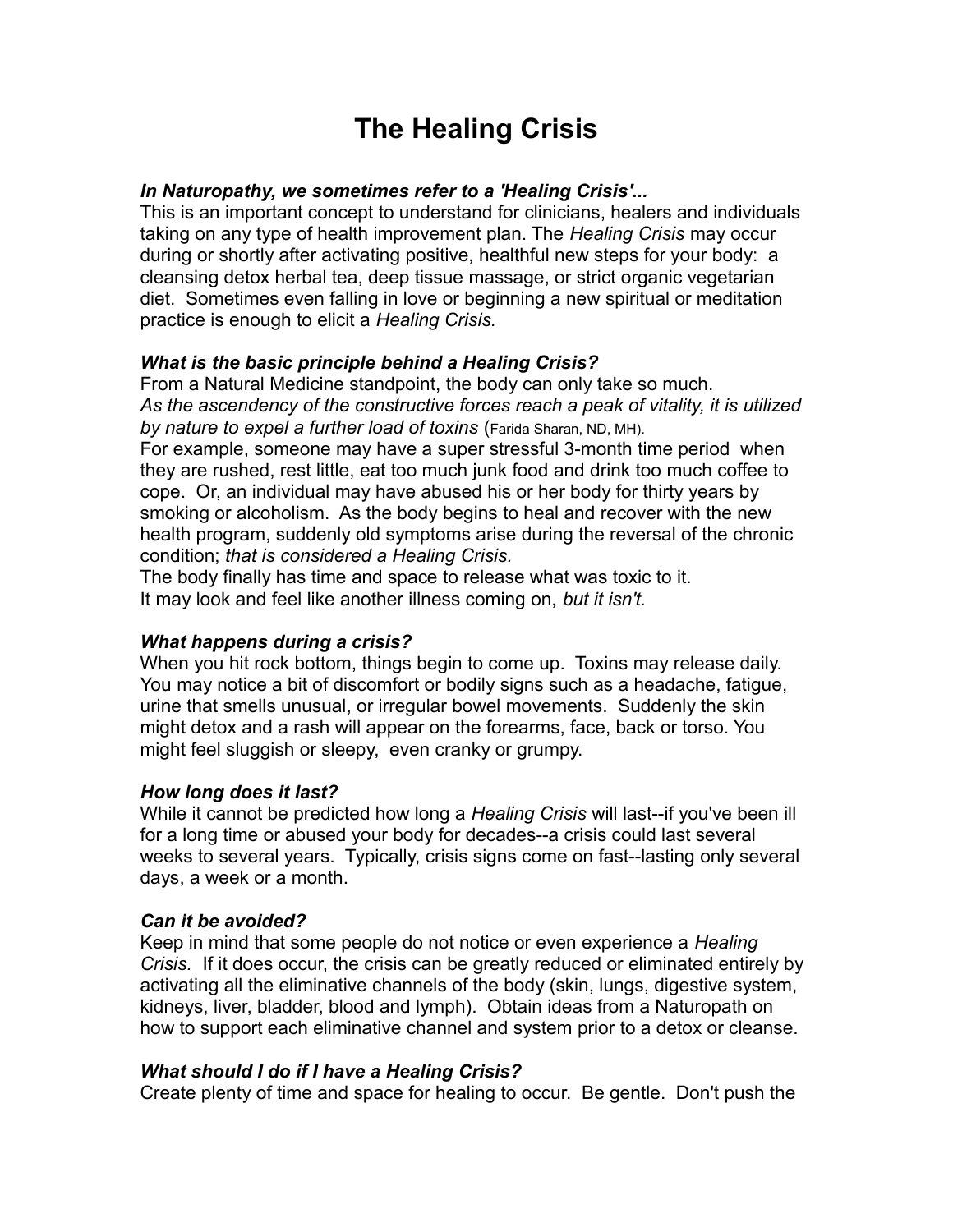# The Healing Crisis

***In Naturopathy, we sometimes refer to a 'Healing Crisis'...***

This is an important concept to understand for clinicians, healers and individuals taking on any type of health improvement plan. The *Healing Crisis* may occur during or shortly after activating positive, healthful new steps for your body: a cleansing detox herbal tea, deep tissue massage, or strict organic vegetarian diet. Sometimes even falling in love or beginning a new spiritual or meditation practice is enough to elicit a *Healing Crisis.*

***What is the basic principle behind a Healing Crisis?***

From a Natural Medicine standpoint, the body can only take so much. *As the ascendency of the constructive forces reach a peak of vitality, it is utilized by nature to expel a further load of toxins* (Farida Sharan, ND, MH).

For example, someone may have a super stressful 3-month time period when they are rushed, rest little, eat too much junk food and drink too much coffee to cope. Or, an individual may have abused his or her body for thirty years by smoking or alcoholism. As the body begins to heal and recover with the new health program, suddenly old symptoms arise during the reversal of the chronic condition; *that is considered a Healing Crisis.*

The body finally has time and space to release what was toxic to it.

It may look and feel like another illness coming on, *but it isn't.*

***What happens during a crisis?***

When you hit rock bottom, things begin to come up. Toxins may release daily. You may notice a bit of discomfort or bodily signs such as a headache, fatigue, urine that smells unusual, or irregular bowel movements. Suddenly the skin might detox and a rash will appear on the forearms, face, back or torso. You might feel sluggish or sleepy, even cranky or grumpy.

***How long does it last?***

While it cannot be predicted how long a *Healing Crisis* will last--if you've been ill for a long time or abused your body for decades--a crisis could last several weeks to several years. Typically, crisis signs come on fast--lasting only several days, a week or a month.

***Can it be avoided?***

Keep in mind that some people do not notice or even experience a *Healing Crisis.* If it does occur, the crisis can be greatly reduced or eliminated entirely by activating all the eliminative channels of the body (skin, lungs, digestive system, kidneys, liver, bladder, blood and lymph). Obtain ideas from a Naturopath on how to support each eliminative channel and system prior to a detox or cleanse.

***What should I do if I have a Healing Crisis?***

Create plenty of time and space for healing to occur. Be gentle. Don't push the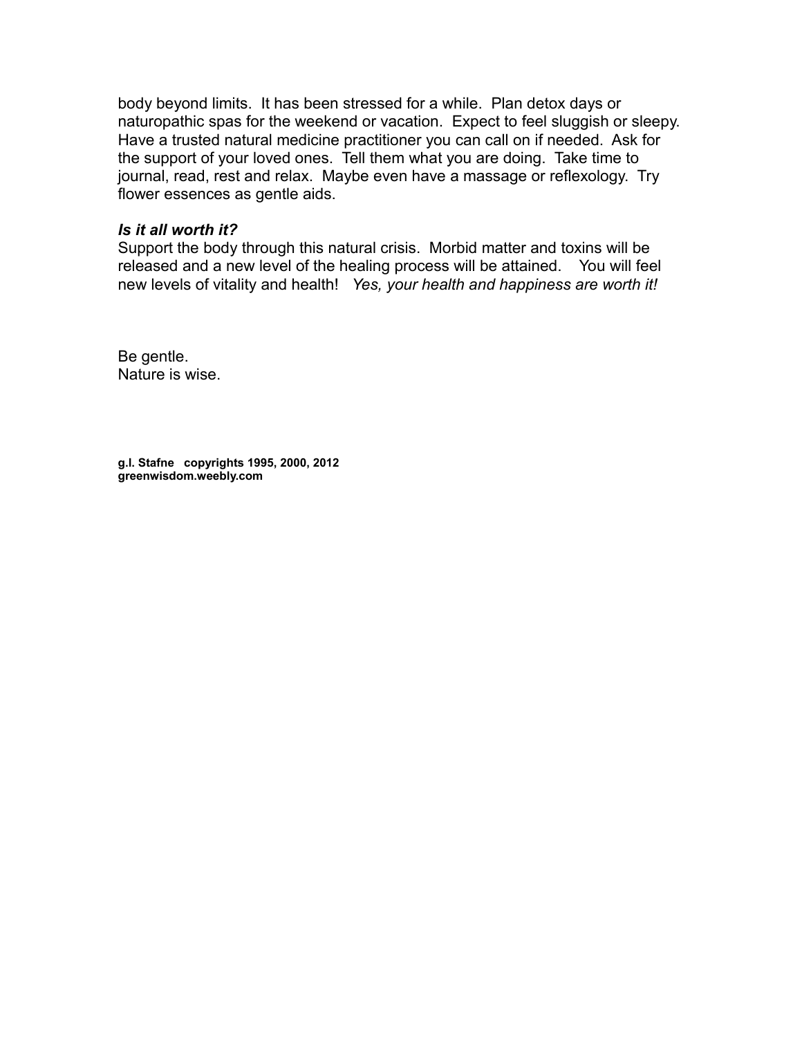body beyond limits. It has been stressed for a while. Plan detox days or naturopathic spas for the weekend or vacation. Expect to feel sluggish or sleepy. Have a trusted natural medicine practitioner you can call on if needed. Ask for the support of your loved ones. Tell them what you are doing. Take time to journal, read, rest and relax. Maybe even have a massage or reflexology. Try flower essences as gentle aids.

***Is it all worth it?***

Support the body through this natural crisis. Morbid matter and toxins will be released and a new level of the healing process will be attained. You will feel new levels of vitality and health! *Yes, your health and happiness are worth it!*

Be gentle.
Nature is wise.

**g.l. Stafne copyrights 1995, 2000, 2012**
**greenwisdom.weebly.com**